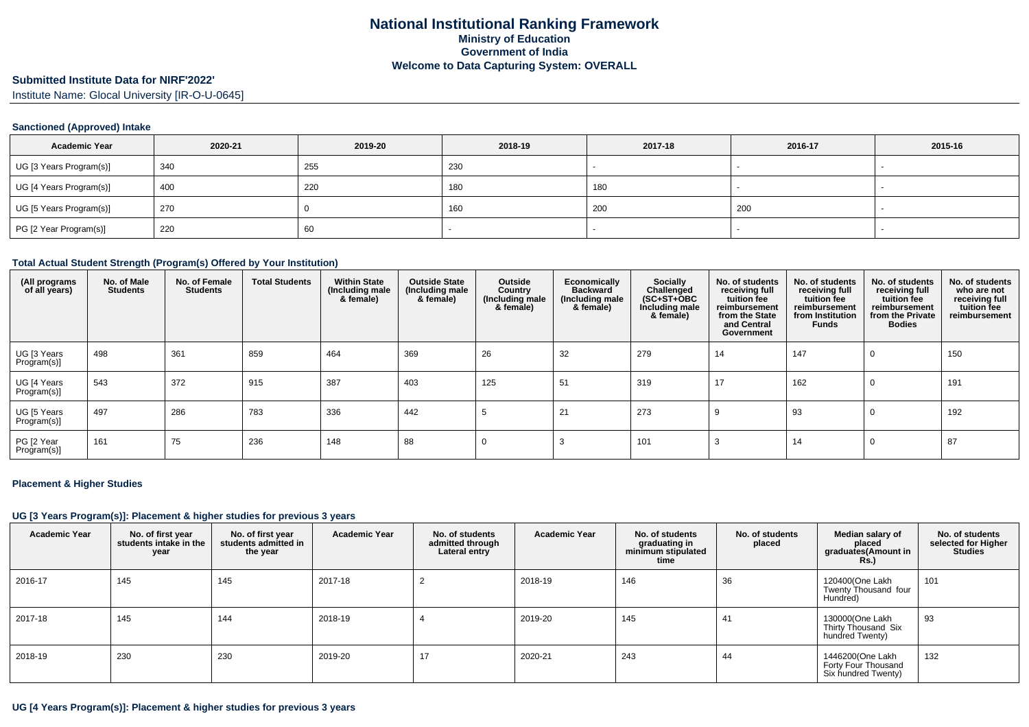# National Institutional Ranking Framework
## Ministry of Education
## Government of India
## Welcome to Data Capturing System: OVERALL

**Submitted Institute Data for NIRF'2022'**

Institute Name: Glocal University [IR-O-U-0645]

### Sanctioned (Approved) Intake

| Academic Year | 2020-21 | 2019-20 | 2018-19 | 2017-18 | 2016-17 | 2015-16 |
|---|---|---|---|---|---|---|
| UG [3 Years Program(s)] | 340 | 255 | 230 | - | - | - |
| UG [4 Years Program(s)] | 400 | 220 | 180 | 180 | - | - |
| UG [5 Years Program(s)] | 270 | 0 | 160 | 200 | 200 | - |
| PG [2 Year Program(s)] | 220 | 60 | - | - | - | - |

### Total Actual Student Strength (Program(s) Offered by Your Institution)

| (All programs of all years) | No. of Male Students | No. of Female Students | Total Students | Within State (Including male & female) | Outside State (Including male & female) | Outside Country (Including male & female) | Economically Backward (Including male & female) | Socially Challenged (SC+ST+OBC Including male & female) | No. of students receiving full tuition fee reimbursement from the State and Central Government | No. of students receiving full tuition fee reimbursement from Institution Funds | No. of students receiving full tuition fee reimbursement from the Private Bodies | No. of students who are not receiving full tuition fee reimbursement |
|---|---|---|---|---|---|---|---|---|---|---|---|---|
| UG [3 Years Program(s)] | 498 | 361 | 859 | 464 | 369 | 26 | 32 | 279 | 14 | 147 | 0 | 150 |
| UG [4 Years Program(s)] | 543 | 372 | 915 | 387 | 403 | 125 | 51 | 319 | 17 | 162 | 0 | 191 |
| UG [5 Years Program(s)] | 497 | 286 | 783 | 336 | 442 | 5 | 21 | 273 | 9 | 93 | 0 | 192 |
| PG [2 Year Program(s)] | 161 | 75 | 236 | 148 | 88 | 0 | 3 | 101 | 3 | 14 | 0 | 87 |

### Placement & Higher Studies

#### UG [3 Years Program(s)]: Placement & higher studies for previous 3 years

| Academic Year | No. of first year students intake in the year | No. of first year students admitted in the year | Academic Year | No. of students admitted through Lateral entry | Academic Year | No. of students graduating in minimum stipulated time | No. of students placed | Median salary of placed graduates(Amount in Rs.) | No. of students selected for Higher Studies |
|---|---|---|---|---|---|---|---|---|---|
| 2016-17 | 145 | 145 | 2017-18 | 2 | 2018-19 | 146 | 36 | 120400(One Lakh Twenty Thousand four Hundred) | 101 |
| 2017-18 | 145 | 144 | 2018-19 | 4 | 2019-20 | 145 | 41 | 130000(One Lakh Thirty Thousand Six hundred Twenty) | 93 |
| 2018-19 | 230 | 230 | 2019-20 | 17 | 2020-21 | 243 | 44 | 1446200(One Lakh Forty Four Thousand Six hundred Twenty) | 132 |

#### UG [4 Years Program(s)]: Placement & higher studies for previous 3 years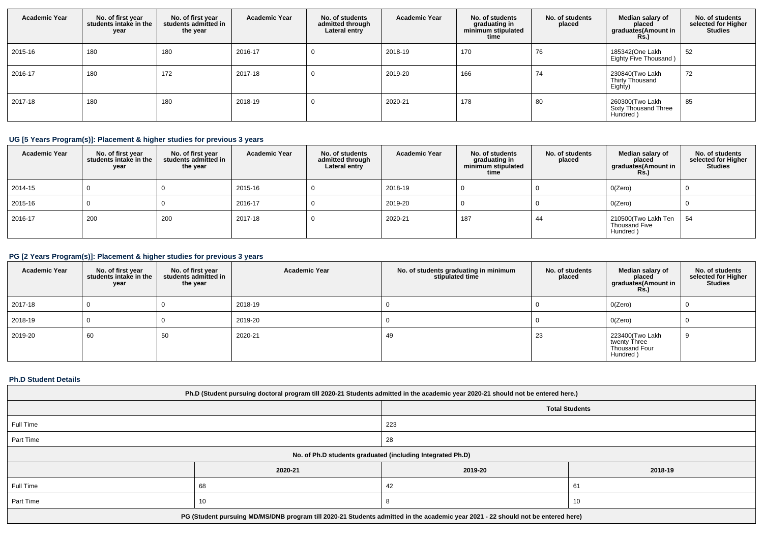| Academic Year | No. of first year students intake in the year | No. of first year students admitted in the year | Academic Year | No. of students admitted through Lateral entry | Academic Year | No. of students graduating in minimum stipulated time | No. of students placed | Median salary of placed graduates(Amount in Rs.) | No. of students selected for Higher Studies |
|---|---|---|---|---|---|---|---|---|---|
| 2015-16 | 180 | 180 | 2016-17 | 0 | 2018-19 | 170 | 76 | 185342(One Lakh Eighty Five Thousand ) | 52 |
| 2016-17 | 180 | 172 | 2017-18 | 0 | 2019-20 | 166 | 74 | 230840(Two Lakh Thirty Thousand Eighty) | 72 |
| 2017-18 | 180 | 180 | 2018-19 | 0 | 2020-21 | 178 | 80 | 260300(Two Lakh Sixty Thousand Three Hundred ) | 85 |

### UG [5 Years Program(s)]: Placement & higher studies for previous 3 years

| Academic Year | No. of first year students intake in the year | No. of first year students admitted in the year | Academic Year | No. of students admitted through Lateral entry | Academic Year | No. of students graduating in minimum stipulated time | No. of students placed | Median salary of placed graduates(Amount in Rs.) | No. of students selected for Higher Studies |
|---|---|---|---|---|---|---|---|---|---|
| 2014-15 | 0 | 0 | 2015-16 | 0 | 2018-19 | 0 | 0 | 0(Zero) | 0 |
| 2015-16 | 0 | 0 | 2016-17 | 0 | 2019-20 | 0 | 0 | 0(Zero) | 0 |
| 2016-17 | 200 | 200 | 2017-18 | 0 | 2020-21 | 187 | 44 | 210500(Two Lakh Ten Thousand Five Hundred ) | 54 |

### PG [2 Years Program(s)]: Placement & higher studies for previous 3 years

| Academic Year | No. of first year students intake in the year | No. of first year students admitted in the year | Academic Year | No. of students graduating in minimum stipulated time | No. of students placed | Median salary of placed graduates(Amount in Rs.) | No. of students selected for Higher Studies |
|---|---|---|---|---|---|---|---|
| 2017-18 | 0 | 0 | 2018-19 | 0 | 0 | 0(Zero) | 0 |
| 2018-19 | 0 | 0 | 2019-20 | 0 | 0 | 0(Zero) | 0 |
| 2019-20 | 60 | 50 | 2020-21 | 49 | 23 | 223400(Two Lakh twenty Three Thousand Four Hundred ) | 9 |

### Ph.D Student Details

| Ph.D (Student pursuing doctoral program till 2020-21 Students admitted in the academic year 2020-21 should not be entered here.) | | | |
|---|---|---|---|
| | | Total Students | |
| Full Time | | 223 | |
| Part Time | | 28 | |
| No. of Ph.D students graduated (including Integrated Ph.D) | | | |
| | 2020-21 | 2019-20 | 2018-19 |
| Full Time | 68 | 42 | 61 |
| Part Time | 10 | 8 | 10 |
| PG (Student pursuing MD/MS/DNB program till 2020-21 Students admitted in the academic year 2021 - 22 should not be entered here) | | | |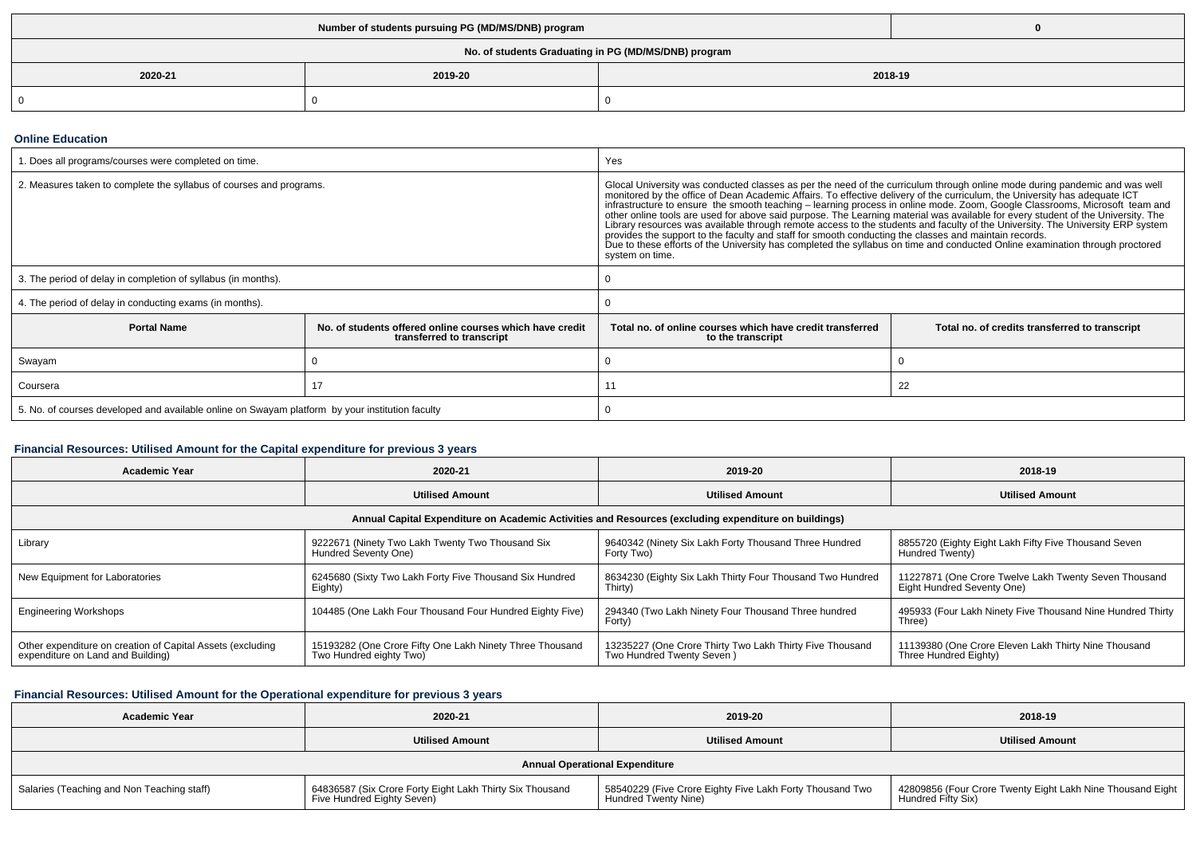| Number of students pursuing PG (MD/MS/DNB) program | | 0 |
|---|---|---|
| **No. of students Graduating in PG (MD/MS/DNB) program** | | |
| **2020-21** | **2019-20** | **2018-19** |
| 0 | 0 | 0 |

### Online Education

| 1. Does all programs/courses were completed on time. | | Yes | |
|---|---|---|---|
| 2. Measures taken to complete the syllabus of courses and programs. | | Glocal University was conducted classes as per the need of the curriculum through online mode during pandemic and was well monitored by the office of Dean Academic Affairs. To effective delivery of the curriculum, the University has adequate ICT infrastructure to ensure the smooth teaching – learning process in online mode. Zoom, Google Classrooms, Microsoft team and other online tools are used for above said purpose. The Learning material was available for every student of the University. The Library resources was available through remote access to the students and faculty of the University. The University ERP system provides the support to the faculty and staff for smooth conducting the classes and maintain records. Due to these efforts of the University has completed the syllabus on time and conducted Online examination through proctored system on time. | |
| 3. The period of delay in completion of syllabus (in months). | | 0 | |
| 4. The period of delay in conducting exams (in months). | | 0 | |
| **Portal Name** | **No. of students offered online courses which have credit transferred to transcript** | **Total no. of online courses which have credit transferred to the transcript** | **Total no. of credits transferred to transcript** |
| Swayam | 0 | 0 | 0 |
| Coursera | 17 | 11 | 22 |
| 5. No. of courses developed and available online on Swayam platform by your institution faculty | | 0 | |

### Financial Resources: Utilised Amount for the Capital expenditure for previous 3 years

| Academic Year | 2020-21 | 2019-20 | 2018-19 |
|---|---|---|---|
| | **Utilised Amount** | **Utilised Amount** | **Utilised Amount** |
| **Annual Capital Expenditure on Academic Activities and Resources (excluding expenditure on buildings)** | | | |
| Library | 9222671 (Ninety Two Lakh Twenty Two Thousand Six Hundred Seventy One) | 9640342 (Ninety Six Lakh Forty Thousand Three Hundred Forty Two) | 8855720 (Eighty Eight Lakh Fifty Five Thousand Seven Hundred Twenty) |
| New Equipment for Laboratories | 6245680 (Sixty Two Lakh Forty Five Thousand Six Hundred Eighty) | 8634230 (Eighty Six Lakh Thirty Four Thousand Two Hundred Thirty) | 11227871 (One Crore Twelve Lakh Twenty Seven Thousand Eight Hundred Seventy One) |
| Engineering Workshops | 104485 (One Lakh Four Thousand Four Hundred Eighty Five) | 294340 (Two Lakh Ninety Four Thousand Three hundred Forty) | 495933 (Four Lakh Ninety Five Thousand Nine Hundred Thirty Three) |
| Other expenditure on creation of Capital Assets (excluding expenditure on Land and Building) | 15193282 (One Crore Fifty One Lakh Ninety Three Thousand Two Hundred eighty Two) | 13235227 (One Crore Thirty Two Lakh Thirty Five Thousand Two Hundred Twenty Seven ) | 11139380 (One Crore Eleven Lakh Thirty Nine Thousand Three Hundred Eighty) |

### Financial Resources: Utilised Amount for the Operational expenditure for previous 3 years

| Academic Year | 2020-21 | 2019-20 | 2018-19 |
|---|---|---|---|
| | **Utilised Amount** | **Utilised Amount** | **Utilised Amount** |
| **Annual Operational Expenditure** | | | |
| Salaries (Teaching and Non Teaching staff) | 64836587 (Six Crore Forty Eight Lakh Thirty Six Thousand Five Hundred Eighty Seven) | 58540229 (Five Crore Eighty Five Lakh Forty Thousand Two Hundred Twenty Nine) | 42809856 (Four Crore Twenty Eight Lakh Nine Thousand Eight Hundred Fifty Six) |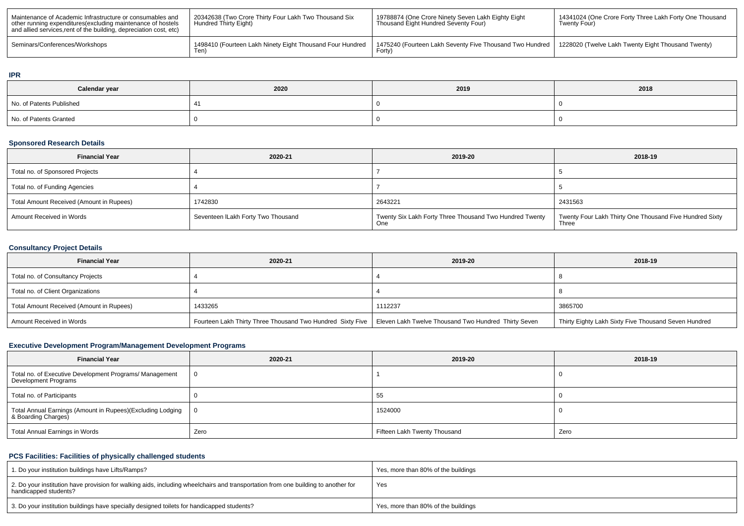| Maintenance of Academic Infrastructure or consumables and other running expenditures(excluding maintenance of hostels and allied services,rent of the building, depreciation cost, etc) | 20342638 (Two Crore Thirty Four Lakh Two Thousand Six Hundred Thirty Eight) | 19788874 (One Crore Ninety Seven Lakh Eighty Eight Thousand Eight Hundred Seventy Four) | 14341024 (One Crore Forty Three Lakh Forty One Thousand Twenty Four) |
|---|---|---|---|
| Seminars/Conferences/Workshops | 1498410 (Fourteen Lakh Ninety Eight Thousand Four Hundred Ten) | 1475240 (Fourteen Lakh Seventy Five Thousand Two Hundred Forty) | 1228020 (Twelve Lakh Twenty Eight Thousand Twenty) |

### IPR

| Calendar year | 2020 | 2019 | 2018 |
|---|---|---|---|
| No. of Patents Published | 41 | 0 | 0 |
| No. of Patents Granted | 0 | 0 | 0 |

### Sponsored Research Details

| Financial Year | 2020-21 | 2019-20 | 2018-19 |
|---|---|---|---|
| Total no. of Sponsored Projects | 4 | 7 | 5 |
| Total no. of Funding Agencies | 4 | 7 | 5 |
| Total Amount Received (Amount in Rupees) | 1742830 | 2643221 | 2431563 |
| Amount Received in Words | Seventeen lLakh Forty Two Thousand | Twenty Six Lakh Forty Three Thousand Two Hundred Twenty One | Twenty Four Lakh Thirty One Thousand Five Hundred Sixty Three |

### Consultancy Project Details

| Financial Year | 2020-21 | 2019-20 | 2018-19 |
|---|---|---|---|
| Total no. of Consultancy Projects | 4 | 4 | 8 |
| Total no. of Client Organizations | 4 | 4 | 8 |
| Total Amount Received (Amount in Rupees) | 1433265 | 1112237 | 3865700 |
| Amount Received in Words | Fourteen Lakh Thirty Three Thousand Two Hundred Sixty Five | Eleven Lakh Twelve Thousand Two Hundred Thirty Seven | Thirty Eighty Lakh Sixty Five Thousand Seven Hundred |

### Executive Development Program/Management Development Programs

| Financial Year | 2020-21 | 2019-20 | 2018-19 |
|---|---|---|---|
| Total no. of Executive Development Programs/ Management Development Programs | 0 | 1 | 0 |
| Total no. of Participants | 0 | 55 | 0 |
| Total Annual Earnings (Amount in Rupees)(Excluding Lodging & Boarding Charges) | 0 | 1524000 | 0 |
| Total Annual Earnings in Words | Zero | Fifteen Lakh Twenty Thousand | Zero |

### PCS Facilities: Facilities of physically challenged students

| | |
|---|---|
| 1. Do your institution buildings have Lifts/Ramps? | Yes, more than 80% of the buildings |
| 2. Do your institution have provision for walking aids, including wheelchairs and transportation from one building to another for handicapped students? | Yes |
| 3. Do your institution buildings have specially designed toilets for handicapped students? | Yes, more than 80% of the buildings |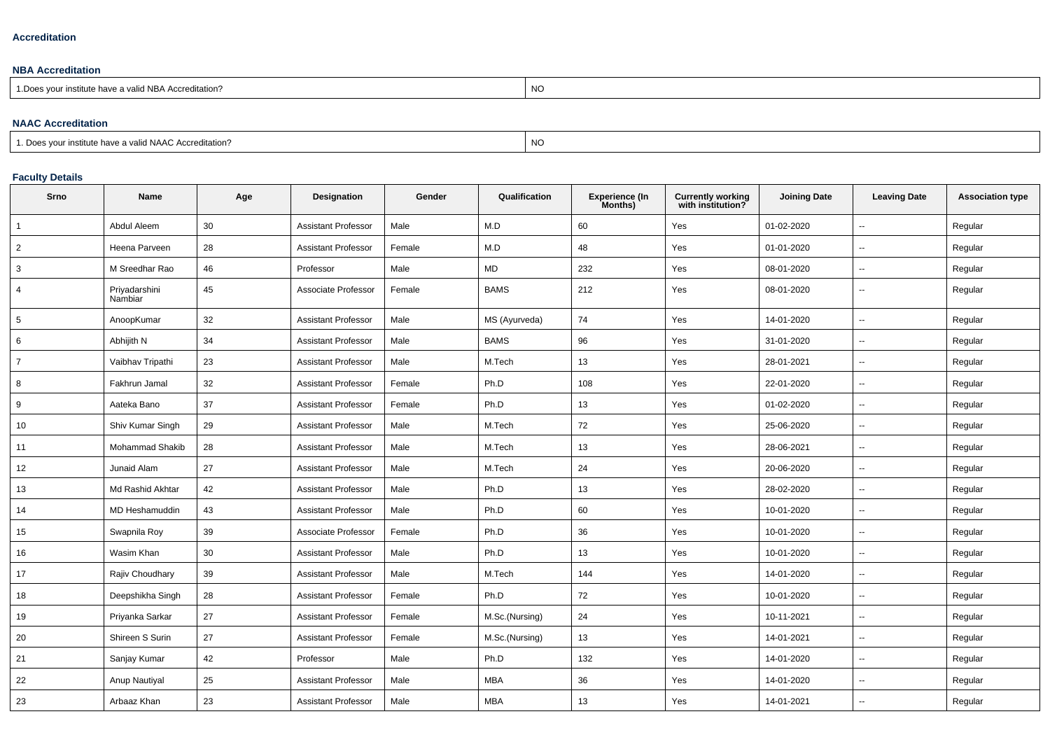## Accreditation

### NBA Accreditation

| | |
|---|---|
| 1.Does your institute have a valid NBA Accreditation? | NO |

### NAAC Accreditation

| | |
|---|---|
| 1. Does your institute have a valid NAAC Accreditation? | NO |

### Faculty Details

| Srno | Name | Age | Designation | Gender | Qualification | Experience (In Months) | Currently working with institution? | Joining Date | Leaving Date | Association type |
|---|---|---|---|---|---|---|---|---|---|---|
| 1 | Abdul Aleem | 30 | Assistant Professor | Male | M.D | 60 | Yes | 01-02-2020 | -- | Regular |
| 2 | Heena Parveen | 28 | Assistant Professor | Female | M.D | 48 | Yes | 01-01-2020 | -- | Regular |
| 3 | M Sreedhar Rao | 46 | Professor | Male | MD | 232 | Yes | 08-01-2020 | -- | Regular |
| 4 | Priyadarshini Nambiar | 45 | Associate Professor | Female | BAMS | 212 | Yes | 08-01-2020 | -- | Regular |
| 5 | AnoopKumar | 32 | Assistant Professor | Male | MS (Ayurveda) | 74 | Yes | 14-01-2020 | -- | Regular |
| 6 | Abhijith N | 34 | Assistant Professor | Male | BAMS | 96 | Yes | 31-01-2020 | -- | Regular |
| 7 | Vaibhav Tripathi | 23 | Assistant Professor | Male | M.Tech | 13 | Yes | 28-01-2021 | -- | Regular |
| 8 | Fakhrun Jamal | 32 | Assistant Professor | Female | Ph.D | 108 | Yes | 22-01-2020 | -- | Regular |
| 9 | Aateka Bano | 37 | Assistant Professor | Female | Ph.D | 13 | Yes | 01-02-2020 | -- | Regular |
| 10 | Shiv Kumar Singh | 29 | Assistant Professor | Male | M.Tech | 72 | Yes | 25-06-2020 | -- | Regular |
| 11 | Mohammad Shakib | 28 | Assistant Professor | Male | M.Tech | 13 | Yes | 28-06-2021 | -- | Regular |
| 12 | Junaid Alam | 27 | Assistant Professor | Male | M.Tech | 24 | Yes | 20-06-2020 | -- | Regular |
| 13 | Md Rashid Akhtar | 42 | Assistant Professor | Male | Ph.D | 13 | Yes | 28-02-2020 | -- | Regular |
| 14 | MD Heshamuddin | 43 | Assistant Professor | Male | Ph.D | 60 | Yes | 10-01-2020 | -- | Regular |
| 15 | Swapnila Roy | 39 | Associate Professor | Female | Ph.D | 36 | Yes | 10-01-2020 | -- | Regular |
| 16 | Wasim Khan | 30 | Assistant Professor | Male | Ph.D | 13 | Yes | 10-01-2020 | -- | Regular |
| 17 | Rajiv Choudhary | 39 | Assistant Professor | Male | M.Tech | 144 | Yes | 14-01-2020 | -- | Regular |
| 18 | Deepshikha Singh | 28 | Assistant Professor | Female | Ph.D | 72 | Yes | 10-01-2020 | -- | Regular |
| 19 | Priyanka Sarkar | 27 | Assistant Professor | Female | M.Sc.(Nursing) | 24 | Yes | 10-11-2021 | -- | Regular |
| 20 | Shireen S Surin | 27 | Assistant Professor | Female | M.Sc.(Nursing) | 13 | Yes | 14-01-2021 | -- | Regular |
| 21 | Sanjay Kumar | 42 | Professor | Male | Ph.D | 132 | Yes | 14-01-2020 | -- | Regular |
| 22 | Anup Nautiyal | 25 | Assistant Professor | Male | MBA | 36 | Yes | 14-01-2020 | -- | Regular |
| 23 | Arbaaz Khan | 23 | Assistant Professor | Male | MBA | 13 | Yes | 14-01-2021 | -- | Regular |